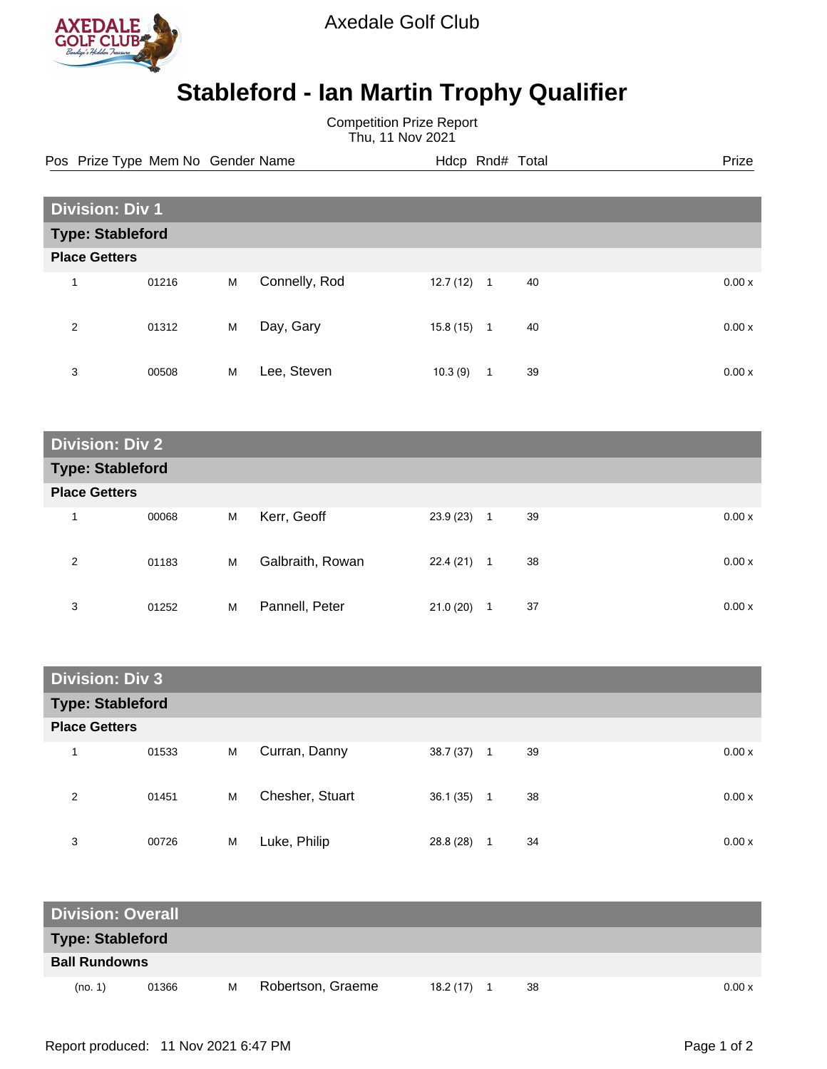Axedale Golf Club

# Stableford - Ian Martin Trophy Qualifier

Competition Prize Report
Thu, 11 Nov 2021

## Division: Div 1

### Type: Stableford

**Place Getters**

| Pos | Prize Type | Mem No | Gender | Name | Hdcp | Rnd# | Total | Prize |
|---|---|---|---|---|---|---|---|---|
| 1 | | 01216 | M | Connelly, Rod | 12.7 (12) | 1 | 40 | 0.00 x |
| 2 | | 01312 | M | Day, Gary | 15.8 (15) | 1 | 40 | 0.00 x |
| 3 | | 00508 | M | Lee, Steven | 10.3 (9) | 1 | 39 | 0.00 x |

## Division: Div 2

### Type: Stableford

**Place Getters**

| Pos | Prize Type | Mem No | Gender | Name | Hdcp | Rnd# | Total | Prize |
|---|---|---|---|---|---|---|---|---|
| 1 | | 00068 | M | Kerr, Geoff | 23.9 (23) | 1 | 39 | 0.00 x |
| 2 | | 01183 | M | Galbraith, Rowan | 22.4 (21) | 1 | 38 | 0.00 x |
| 3 | | 01252 | M | Pannell, Peter | 21.0 (20) | 1 | 37 | 0.00 x |

## Division: Div 3

### Type: Stableford

**Place Getters**

| Pos | Prize Type | Mem No | Gender | Name | Hdcp | Rnd# | Total | Prize |
|---|---|---|---|---|---|---|---|---|
| 1 | | 01533 | M | Curran, Danny | 38.7 (37) | 1 | 39 | 0.00 x |
| 2 | | 01451 | M | Chesher, Stuart | 36.1 (35) | 1 | 38 | 0.00 x |
| 3 | | 00726 | M | Luke, Philip | 28.8 (28) | 1 | 34 | 0.00 x |

## Division: Overall

### Type: Stableford

**Ball Rundowns**

| Pos | Prize Type | Mem No | Gender | Name | Hdcp | Rnd# | Total | Prize |
|---|---|---|---|---|---|---|---|---|
| (no. 1) | | 01366 | M | Robertson, Graeme | 18.2 (17) | 1 | 38 | 0.00 x |

Report produced: 11 Nov 2021 6:47 PM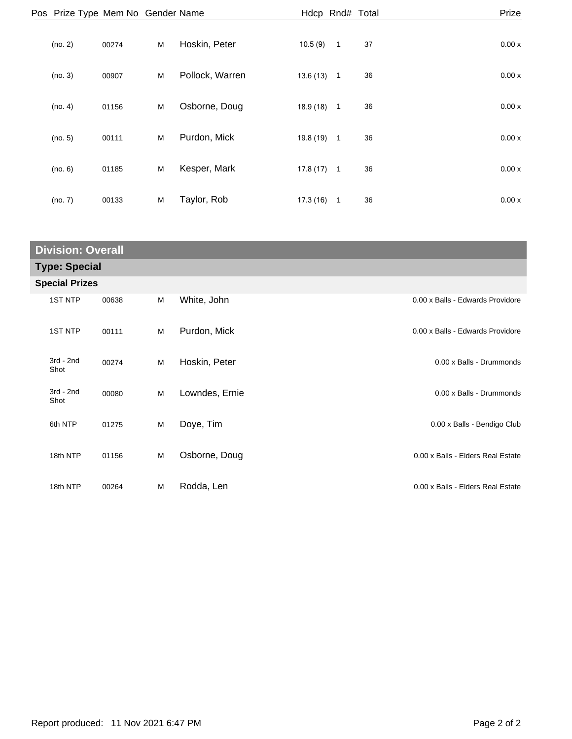| Pos | Prize Type | Mem No | Gender | Name | Hdcp | Rnd# | Total | Prize |
|---|---|---|---|---|---|---|---|---|
| | (no. 2) | 00274 | M | Hoskin, Peter | 10.5 (9) | 1 | 37 | 0.00 x |
| | (no. 3) | 00907 | M | Pollock, Warren | 13.6 (13) | 1 | 36 | 0.00 x |
| | (no. 4) | 01156 | M | Osborne, Doug | 18.9 (18) | 1 | 36 | 0.00 x |
| | (no. 5) | 00111 | M | Purdon, Mick | 19.8 (19) | 1 | 36 | 0.00 x |
| | (no. 6) | 01185 | M | Kesper, Mark | 17.8 (17) | 1 | 36 | 0.00 x |
| | (no. 7) | 00133 | M | Taylor, Rob | 17.3 (16) | 1 | 36 | 0.00 x |

## Division: Overall

### Type: Special

#### Special Prizes

| Prize Type | Mem No | Gender | Name | Prize |
|---|---|---|---|---|
| 1ST NTP | 00638 | M | White, John | 0.00 x Balls - Edwards Providore |
| 1ST NTP | 00111 | M | Purdon, Mick | 0.00 x Balls - Edwards Providore |
| 3rd - 2nd Shot | 00274 | M | Hoskin, Peter | 0.00 x Balls - Drummonds |
| 3rd - 2nd Shot | 00080 | M | Lowndes, Ernie | 0.00 x Balls - Drummonds |
| 6th NTP | 01275 | M | Doye, Tim | 0.00 x Balls - Bendigo Club |
| 18th NTP | 01156 | M | Osborne, Doug | 0.00 x Balls - Elders Real Estate |
| 18th NTP | 00264 | M | Rodda, Len | 0.00 x Balls - Elders Real Estate |

Report produced: 11 Nov 2021 6:47 PM